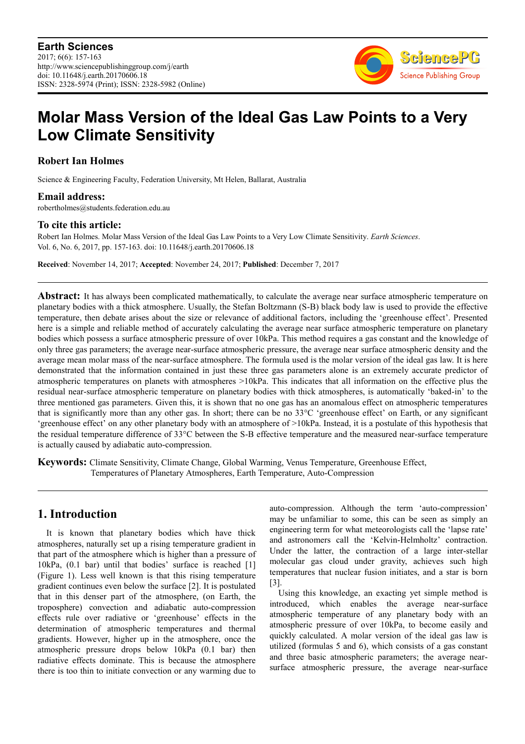**Earth Sciences**
2017; 6(6): 157-163
http://www.sciencepublishinggroup.com/j/earth
doi: 10.11648/j.earth.20170606.18
ISSN: 2328-5974 (Print); ISSN: 2328-5982 (Online)

# Molar Mass Version of the Ideal Gas Law Points to a Very Low Climate Sensitivity

**Robert Ian Holmes**

Science & Engineering Faculty, Federation University, Mt Helen, Ballarat, Australia

**Email address:**

robertholmes@students.federation.edu.au

**To cite this article:**

Robert Ian Holmes. Molar Mass Version of the Ideal Gas Law Points to a Very Low Climate Sensitivity. *Earth Sciences*. Vol. 6, No. 6, 2017, pp. 157-163. doi: 10.11648/j.earth.20170606.18

**Received**: November 14, 2017; **Accepted**: November 24, 2017; **Published**: December 7, 2017

---

**Abstract:** It has always been complicated mathematically, to calculate the average near surface atmospheric temperature on planetary bodies with a thick atmosphere. Usually, the Stefan Boltzmann (S-B) black body law is used to provide the effective temperature, then debate arises about the size or relevance of additional factors, including the 'greenhouse effect'. Presented here is a simple and reliable method of accurately calculating the average near surface atmospheric temperature on planetary bodies which possess a surface atmospheric pressure of over 10kPa. This method requires a gas constant and the knowledge of only three gas parameters; the average near-surface atmospheric pressure, the average near surface atmospheric density and the average mean molar mass of the near-surface atmosphere. The formula used is the molar version of the ideal gas law. It is here demonstrated that the information contained in just these three gas parameters alone is an extremely accurate predictor of atmospheric temperatures on planets with atmospheres >10kPa. This indicates that all information on the effective plus the residual near-surface atmospheric temperature on planetary bodies with thick atmospheres, is automatically 'baked-in' to the three mentioned gas parameters. Given this, it is shown that no one gas has an anomalous effect on atmospheric temperatures that is significantly more than any other gas. In short; there can be no 33°C 'greenhouse effect' on Earth, or any significant 'greenhouse effect' on any other planetary body with an atmosphere of >10kPa. Instead, it is a postulate of this hypothesis that the residual temperature difference of 33°C between the S-B effective temperature and the measured near-surface temperature is actually caused by adiabatic auto-compression.

**Keywords:** Climate Sensitivity, Climate Change, Global Warming, Venus Temperature, Greenhouse Effect, Temperatures of Planetary Atmospheres, Earth Temperature, Auto-Compression

---

## 1. Introduction

It is known that planetary bodies which have thick atmospheres, naturally set up a rising temperature gradient in that part of the atmosphere which is higher than a pressure of 10kPa, (0.1 bar) until that bodies' surface is reached [1] (Figure 1). Less well known is that this rising temperature gradient continues even below the surface [2]. It is postulated that in this denser part of the atmosphere, (on Earth, the troposphere) convection and adiabatic auto-compression effects rule over radiative or 'greenhouse' effects in the determination of atmospheric temperatures and thermal gradients. However, higher up in the atmosphere, once the atmospheric pressure drops below 10kPa (0.1 bar) then radiative effects dominate. This is because the atmosphere there is too thin to initiate convection or any warming due to auto-compression. Although the term 'auto-compression' may be unfamiliar to some, this can be seen as simply an engineering term for what meteorologists call the 'lapse rate' and astronomers call the 'Kelvin-Helmholtz' contraction. Under the latter, the contraction of a large inter-stellar molecular gas cloud under gravity, achieves such high temperatures that nuclear fusion initiates, and a star is born [3].

Using this knowledge, an exacting yet simple method is introduced, which enables the average near-surface atmospheric temperature of any planetary body with an atmospheric pressure of over 10kPa, to become easily and quickly calculated. A molar version of the ideal gas law is utilized (formulas 5 and 6), which consists of a gas constant and three basic atmospheric parameters; the average near-surface atmospheric pressure, the average near-surface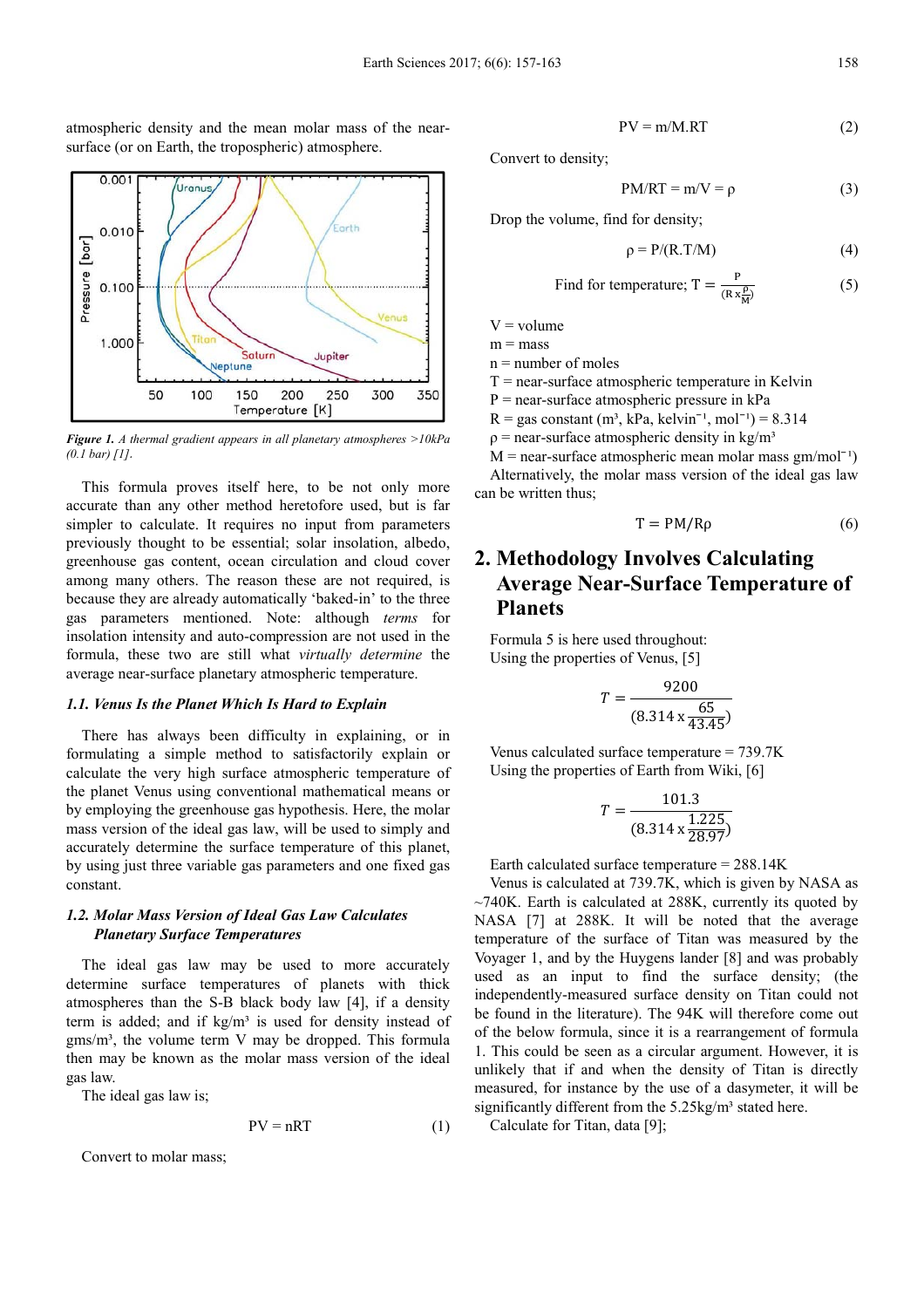atmospheric density and the mean molar mass of the near-surface (or on Earth, the tropospheric) atmosphere.

*Figure 1. A thermal gradient appears in all planetary atmospheres >10kPa (0.1 bar) [1].*

This formula proves itself here, to be not only more accurate than any other method heretofore used, but is far simpler to calculate. It requires no input from parameters previously thought to be essential; solar insolation, albedo, greenhouse gas content, ocean circulation and cloud cover among many others. The reason these are not required, is because they are already automatically 'baked-in' to the three gas parameters mentioned. Note: although *terms* for insolation intensity and auto-compression are not used in the formula, these two are still what *virtually determine* the average near-surface planetary atmospheric temperature.

### 1.1. Venus Is the Planet Which Is Hard to Explain

There has always been difficulty in explaining, or in formulating a simple method to satisfactorily explain or calculate the very high surface atmospheric temperature of the planet Venus using conventional mathematical means or by employing the greenhouse gas hypothesis. Here, the molar mass version of the ideal gas law, will be used to simply and accurately determine the surface temperature of this planet, by using just three variable gas parameters and one fixed gas constant.

### 1.2. Molar Mass Version of Ideal Gas Law Calculates Planetary Surface Temperatures

The ideal gas law may be used to more accurately determine surface temperatures of planets with thick atmospheres than the S-B black body law [4], if a density term is added; and if kg/m³ is used for density instead of gms/m³, the volume term V may be dropped. This formula then may be known as the molar mass version of the ideal gas law.

The ideal gas law is;

$$PV = nRT \tag{1}$$

Convert to molar mass;

$$PV = m/M.RT \tag{2}$$

Convert to density;

$$PM/RT = m/V = \rho \tag{3}$$

Drop the volume, find for density;

$$\rho = P/(R.T/M) \tag{4}$$

$$\text{Find for temperature; } T = \frac{P}{(R \times \frac{\rho}{M})} \tag{5}$$

V = volume
m = mass
n = number of moles
T = near-surface atmospheric temperature in Kelvin
P = near-surface atmospheric pressure in kPa
R = gas constant (m³, kPa, kelvin⁻¹, mol⁻¹) = 8.314
ρ = near-surface atmospheric density in kg/m³
M = near-surface atmospheric mean molar mass gm/mol⁻¹)

Alternatively, the molar mass version of the ideal gas law can be written thus;

$$T = PM/R\rho \tag{6}$$

## 2. Methodology Involves Calculating Average Near-Surface Temperature of Planets

Formula 5 is here used throughout:
Using the properties of Venus, [5]

$$T = \frac{9200}{(8.314 \times \frac{65}{43.45})}$$

Venus calculated surface temperature = 739.7K
Using the properties of Earth from Wiki, [6]

$$T = \frac{101.3}{(8.314 \times \frac{1.225}{28.97})}$$

Earth calculated surface temperature = 288.14K

Venus is calculated at 739.7K, which is given by NASA as ~740K. Earth is calculated at 288K, currently its quoted by NASA [7] at 288K. It will be noted that the average temperature of the surface of Titan was measured by the Voyager 1, and by the Huygens lander [8] and was probably used as an input to find the surface density; (the independently-measured surface density on Titan could not be found in the literature). The 94K will therefore come out of the below formula, since it is a rearrangement of formula 1. This could be seen as a circular argument. However, it is unlikely that if and when the density of Titan is directly measured, for instance by the use of a dasymeter, it will be significantly different from the 5.25kg/m³ stated here.

Calculate for Titan, data [9];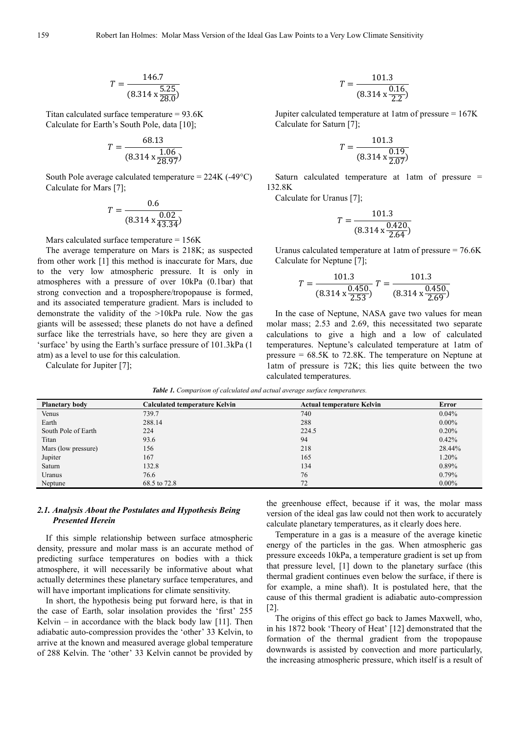$$T = \frac{146.7}{(8.314 \text{ x} \frac{5.25}{28.0})}$$

Titan calculated surface temperature = 93.6K

Calculate for Earth's South Pole, data [10];

$$T = \frac{68.13}{(8.314 \text{ x} \frac{1.06}{28.97})}$$

South Pole average calculated temperature = 224K (-49°C)

Calculate for Mars [7];

$$T = \frac{0.6}{(8.314 \text{ x} \frac{0.02}{43.34})}$$

Mars calculated surface temperature = 156K

The average temperature on Mars is 218K; as suspected from other work [1] this method is inaccurate for Mars, due to the very low atmospheric pressure. It is only in atmospheres with a pressure of over 10kPa (0.1bar) that strong convection and a troposphere/tropopause is formed, and its associated temperature gradient. Mars is included to demonstrate the validity of the >10kPa rule. Now the gas giants will be assessed; these planets do not have a defined surface like the terrestrials have, so here they are given a 'surface' by using the Earth's surface pressure of 101.3kPa (1 atm) as a level to use for this calculation.

Calculate for Jupiter [7];

$$T = \frac{101.3}{(8.314 \text{ x} \frac{0.16}{2.2})}$$

Jupiter calculated temperature at 1atm of pressure = 167K

Calculate for Saturn [7];

$$T = \frac{101.3}{(8.314 \text{ x} \frac{0.19}{2.07})}$$

Saturn calculated temperature at 1atm of pressure = 132.8K

Calculate for Uranus [7];

$$T = \frac{101.3}{(8.314 \text{ x} \frac{0.420}{2.64})}$$

Uranus calculated temperature at 1atm of pressure = 76.6K

Calculate for Neptune [7];

$$T = \frac{101.3}{(8.314 \text{ x} \frac{0.450}{2.53})} \quad T = \frac{101.3}{(8.314 \text{ x} \frac{0.450}{2.69})}$$

In the case of Neptune, NASA gave two values for mean molar mass; 2.53 and 2.69, this necessitated two separate calculations to give a high and a low of calculated temperatures. Neptune's calculated temperature at 1atm of pressure = 68.5K to 72.8K. The temperature on Neptune at 1atm of pressure is 72K; this lies quite between the two calculated temperatures.

*Table 1. Comparison of calculated and actual average surface temperatures.*

| Planetary body | Calculated temperature Kelvin | Actual temperature Kelvin | Error |
|---|---|---|---|
| Venus | 739.7 | 740 | 0.04% |
| Earth | 288.14 | 288 | 0.00% |
| South Pole of Earth | 224 | 224.5 | 0.20% |
| Titan | 93.6 | 94 | 0.42% |
| Mars (low pressure) | 156 | 218 | 28.44% |
| Jupiter | 167 | 165 | 1.20% |
| Saturn | 132.8 | 134 | 0.89% |
| Uranus | 76.6 | 76 | 0.79% |
| Neptune | 68.5 to 72.8 | 72 | 0.00% |

### 2.1. Analysis About the Postulates and Hypothesis Being Presented Herein

If this simple relationship between surface atmospheric density, pressure and molar mass is an accurate method of predicting surface temperatures on bodies with a thick atmosphere, it will necessarily be informative about what actually determines these planetary surface temperatures, and will have important implications for climate sensitivity.

In short, the hypothesis being put forward here, is that in the case of Earth, solar insolation provides the 'first' 255 Kelvin – in accordance with the black body law [11]. Then adiabatic auto-compression provides the 'other' 33 Kelvin, to arrive at the known and measured average global temperature of 288 Kelvin. The 'other' 33 Kelvin cannot be provided by the greenhouse effect, because if it was, the molar mass version of the ideal gas law could not then work to accurately calculate planetary temperatures, as it clearly does here.

Temperature in a gas is a measure of the average kinetic energy of the particles in the gas. When atmospheric gas pressure exceeds 10kPa, a temperature gradient is set up from that pressure level, [1] down to the planetary surface (this thermal gradient continues even below the surface, if there is for example, a mine shaft). It is postulated here, that the cause of this thermal gradient is adiabatic auto-compression [2].

The origins of this effect go back to James Maxwell, who, in his 1872 book 'Theory of Heat' [12] demonstrated that the formation of the thermal gradient from the tropopause downwards is assisted by convection and more particularly, the increasing atmospheric pressure, which itself is a result of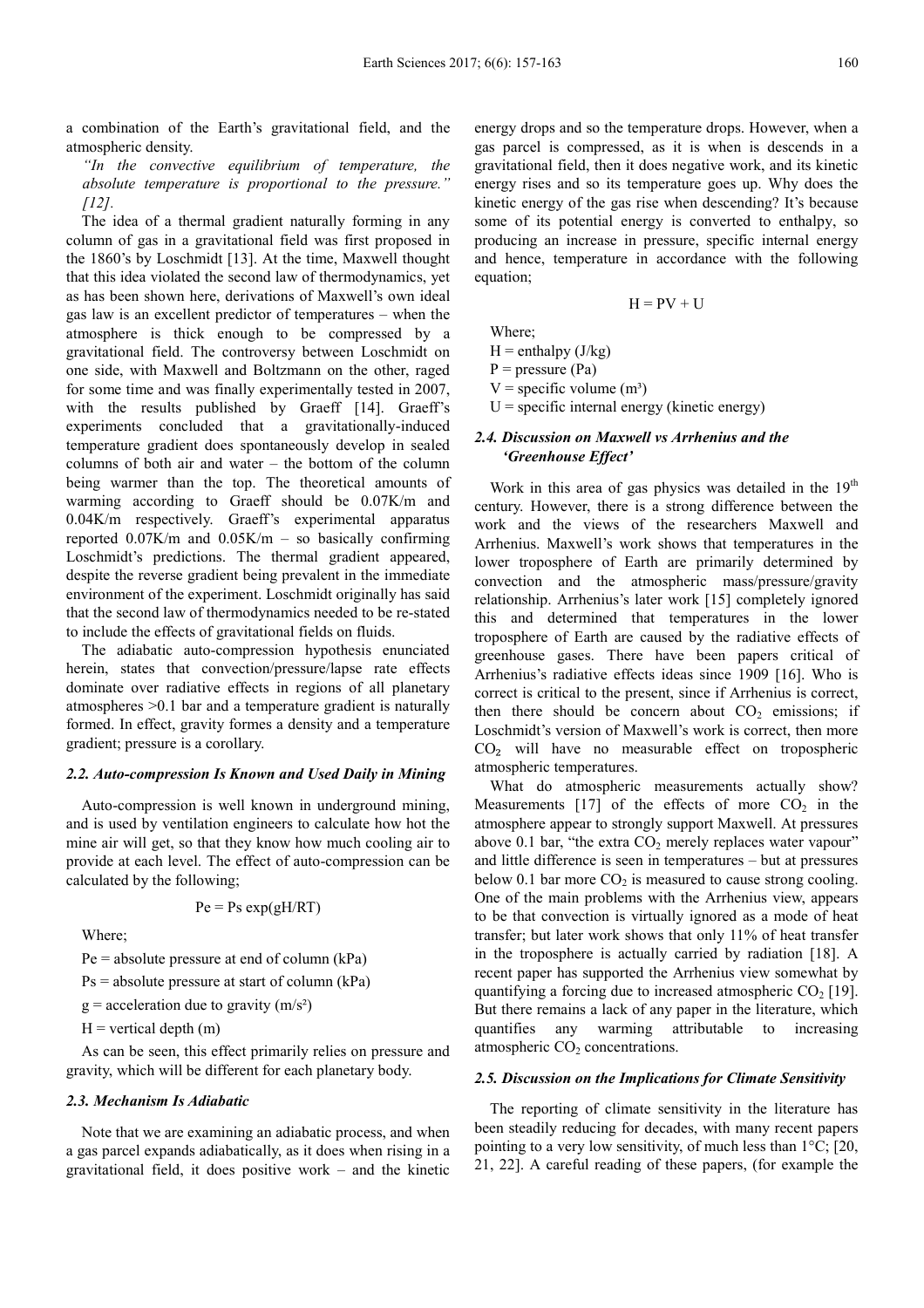a combination of the Earth's gravitational field, and the atmospheric density.

*"In the convective equilibrium of temperature, the absolute temperature is proportional to the pressure." [12].*

The idea of a thermal gradient naturally forming in any column of gas in a gravitational field was first proposed in the 1860's by Loschmidt [13]. At the time, Maxwell thought that this idea violated the second law of thermodynamics, yet as has been shown here, derivations of Maxwell's own ideal gas law is an excellent predictor of temperatures – when the atmosphere is thick enough to be compressed by a gravitational field. The controversy between Loschmidt on one side, with Maxwell and Boltzmann on the other, raged for some time and was finally experimentally tested in 2007, with the results published by Graeff [14]. Graeff's experiments concluded that a gravitationally-induced temperature gradient does spontaneously develop in sealed columns of both air and water – the bottom of the column being warmer than the top. The theoretical amounts of warming according to Graeff should be 0.07K/m and 0.04K/m respectively. Graeff's experimental apparatus reported 0.07K/m and 0.05K/m – so basically confirming Loschmidt's predictions. The thermal gradient appeared, despite the reverse gradient being prevalent in the immediate environment of the experiment. Loschmidt originally has said that the second law of thermodynamics needed to be re-stated to include the effects of gravitational fields on fluids.

The adiabatic auto-compression hypothesis enunciated herein, states that convection/pressure/lapse rate effects dominate over radiative effects in regions of all planetary atmospheres >0.1 bar and a temperature gradient is naturally formed. In effect, gravity formes a density and a temperature gradient; pressure is a corollary.

### 2.2. Auto-compression Is Known and Used Daily in Mining

Auto-compression is well known in underground mining, and is used by ventilation engineers to calculate how hot the mine air will get, so that they know how much cooling air to provide at each level. The effect of auto-compression can be calculated by the following;

$$Pe = Ps \exp(gH/RT)$$

Where;

Pe = absolute pressure at end of column (kPa)

Ps = absolute pressure at start of column (kPa)

g = acceleration due to gravity (m/s²)

H = vertical depth (m)

As can be seen, this effect primarily relies on pressure and gravity, which will be different for each planetary body.

### 2.3. Mechanism Is Adiabatic

Note that we are examining an adiabatic process, and when a gas parcel expands adiabatically, as it does when rising in a gravitational field, it does positive work – and the kinetic energy drops and so the temperature drops. However, when a gas parcel is compressed, as it is when is descends in a gravitational field, then it does negative work, and its kinetic energy rises and so its temperature goes up. Why does the kinetic energy of the gas rise when descending? It's because some of its potential energy is converted to enthalpy, so producing an increase in pressure, specific internal energy and hence, temperature in accordance with the following equation;

$$H = PV + U$$

Where;

H = enthalpy (J/kg)

P = pressure (Pa)

V = specific volume (m³)

U = specific internal energy (kinetic energy)

### 2.4. Discussion on Maxwell vs Arrhenius and the 'Greenhouse Effect'

Work in this area of gas physics was detailed in the 19th century. However, there is a strong difference between the work and the views of the researchers Maxwell and Arrhenius. Maxwell's work shows that temperatures in the lower troposphere of Earth are primarily determined by convection and the atmospheric mass/pressure/gravity relationship. Arrhenius's later work [15] completely ignored this and determined that temperatures in the lower troposphere of Earth are caused by the radiative effects of greenhouse gases. There have been papers critical of Arrhenius's radiative effects ideas since 1909 [16]. Who is correct is critical to the present, since if Arrhenius is correct, then there should be concern about $CO_2$ emissions; if Loschmidt's version of Maxwell's work is correct, then more $CO_2$ will have no measurable effect on tropospheric atmospheric temperatures.

What do atmospheric measurements actually show? Measurements [17] of the effects of more $CO_2$ in the atmosphere appear to strongly support Maxwell. At pressures above 0.1 bar, "the extra $CO_2$ merely replaces water vapour" and little difference is seen in temperatures – but at pressures below 0.1 bar more $CO_2$ is measured to cause strong cooling. One of the main problems with the Arrhenius view, appears to be that convection is virtually ignored as a mode of heat transfer; but later work shows that only 11% of heat transfer in the troposphere is actually carried by radiation [18]. A recent paper has supported the Arrhenius view somewhat by quantifying a forcing due to increased atmospheric $CO_2$ [19]. But there remains a lack of any paper in the literature, which quantifies any warming attributable to increasing atmospheric $CO_2$ concentrations.

### 2.5. Discussion on the Implications for Climate Sensitivity

The reporting of climate sensitivity in the literature has been steadily reducing for decades, with many recent papers pointing to a very low sensitivity, of much less than 1°C; [20, 21, 22]. A careful reading of these papers, (for example the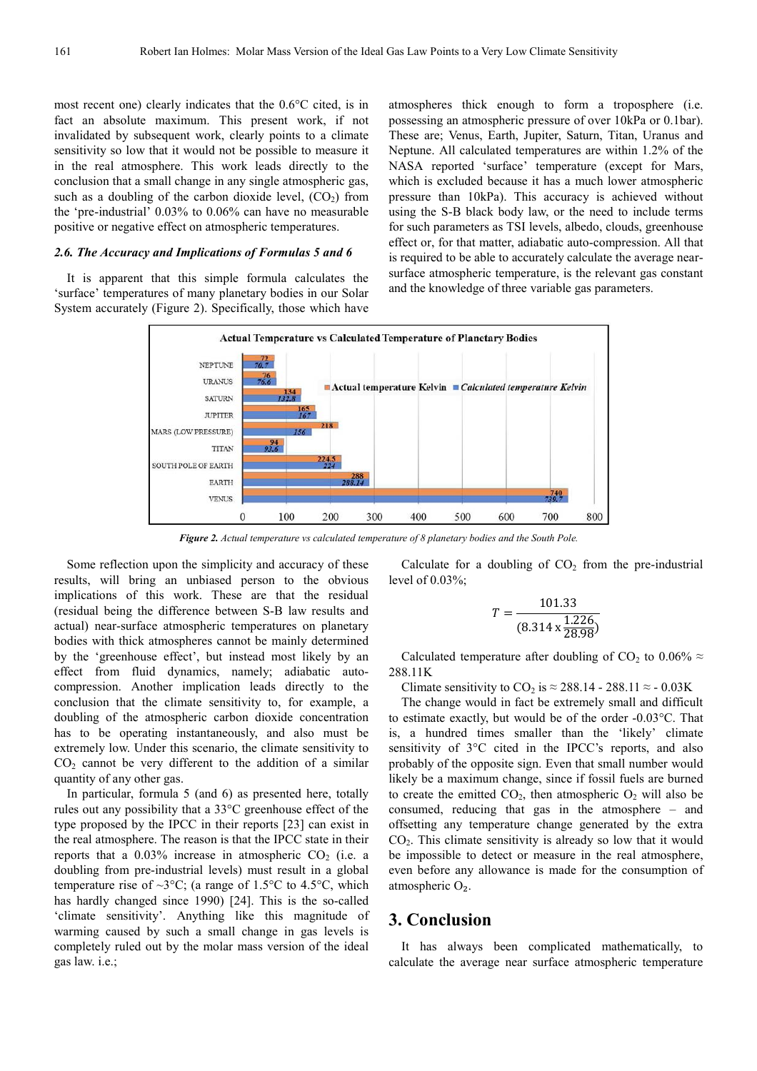most recent one) clearly indicates that the 0.6°C cited, is in fact an absolute maximum. This present work, if not invalidated by subsequent work, clearly points to a climate sensitivity so low that it would not be possible to measure it in the real atmosphere. This work leads directly to the conclusion that a small change in any single atmospheric gas, such as a doubling of the carbon dioxide level, ($CO_2$) from the 'pre-industrial' 0.03% to 0.06% can have no measurable positive or negative effect on atmospheric temperatures.

### *2.6. The Accuracy and Implications of Formulas 5 and 6*

It is apparent that this simple formula calculates the 'surface' temperatures of many planetary bodies in our Solar System accurately (Figure 2). Specifically, those which have atmospheres thick enough to form a troposphere (i.e. possessing an atmospheric pressure of over 10kPa or 0.1bar). These are; Venus, Earth, Jupiter, Saturn, Titan, Uranus and Neptune. All calculated temperatures are within 1.2% of the NASA reported 'surface' temperature (except for Mars, which is excluded because it has a much lower atmospheric pressure than 10kPa). This accuracy is achieved without using the S-B black body law, or the need to include terms for such parameters as TSI levels, albedo, clouds, greenhouse effect or, for that matter, adiabatic auto-compression. All that is required to be able to accurately calculate the average near-surface atmospheric temperature, is the relevant gas constant and the knowledge of three variable gas parameters.

***Figure 2.*** *Actual temperature vs calculated temperature of 8 planetary bodies and the South Pole.*

Some reflection upon the simplicity and accuracy of these results, will bring an unbiased person to the obvious implications of this work. These are that the residual (residual being the difference between S-B law results and actual) near-surface atmospheric temperatures on planetary bodies with thick atmospheres cannot be mainly determined by the 'greenhouse effect', but instead most likely by an effect from fluid dynamics, namely; adiabatic auto-compression. Another implication leads directly to the conclusion that the climate sensitivity to, for example, a doubling of the atmospheric carbon dioxide concentration has to be operating instantaneously, and also must be extremely low. Under this scenario, the climate sensitivity to $CO_2$ cannot be very different to the addition of a similar quantity of any other gas.

In particular, formula 5 (and 6) as presented here, totally rules out any possibility that a 33°C greenhouse effect of the type proposed by the IPCC in their reports [23] can exist in the real atmosphere. The reason is that the IPCC state in their reports that a 0.03% increase in atmospheric $CO_2$ (i.e. a doubling from pre-industrial levels) must result in a global temperature rise of ~3°C; (a range of 1.5°C to 4.5°C, which has hardly changed since 1990) [24]. This is the so-called 'climate sensitivity'. Anything like this magnitude of warming caused by such a small change in gas levels is completely ruled out by the molar mass version of the ideal gas law. i.e.;

Calculate for a doubling of $CO_2$ from the pre-industrial level of 0.03%;

$$T = \frac{101.33}{(8.314 \times \frac{1.226}{28.98})}$$

Calculated temperature after doubling of $CO_2$ to 0.06% ≈ 288.11K

Climate sensitivity to $CO_2$ is ≈ 288.14 - 288.11 ≈ - 0.03K

The change would in fact be extremely small and difficult to estimate exactly, but would be of the order -0.03°C. That is, a hundred times smaller than the 'likely' climate sensitivity of 3°C cited in the IPCC's reports, and also probably of the opposite sign. Even that small number would likely be a maximum change, since if fossil fuels are burned to create the emitted $CO_2$, then atmospheric $O_2$ will also be consumed, reducing that gas in the atmosphere – and offsetting any temperature change generated by the extra $CO_2$. This climate sensitivity is already so low that it would be impossible to detect or measure in the real atmosphere, even before any allowance is made for the consumption of atmospheric $O_2$.

## 3. Conclusion

It has always been complicated mathematically, to calculate the average near surface atmospheric temperature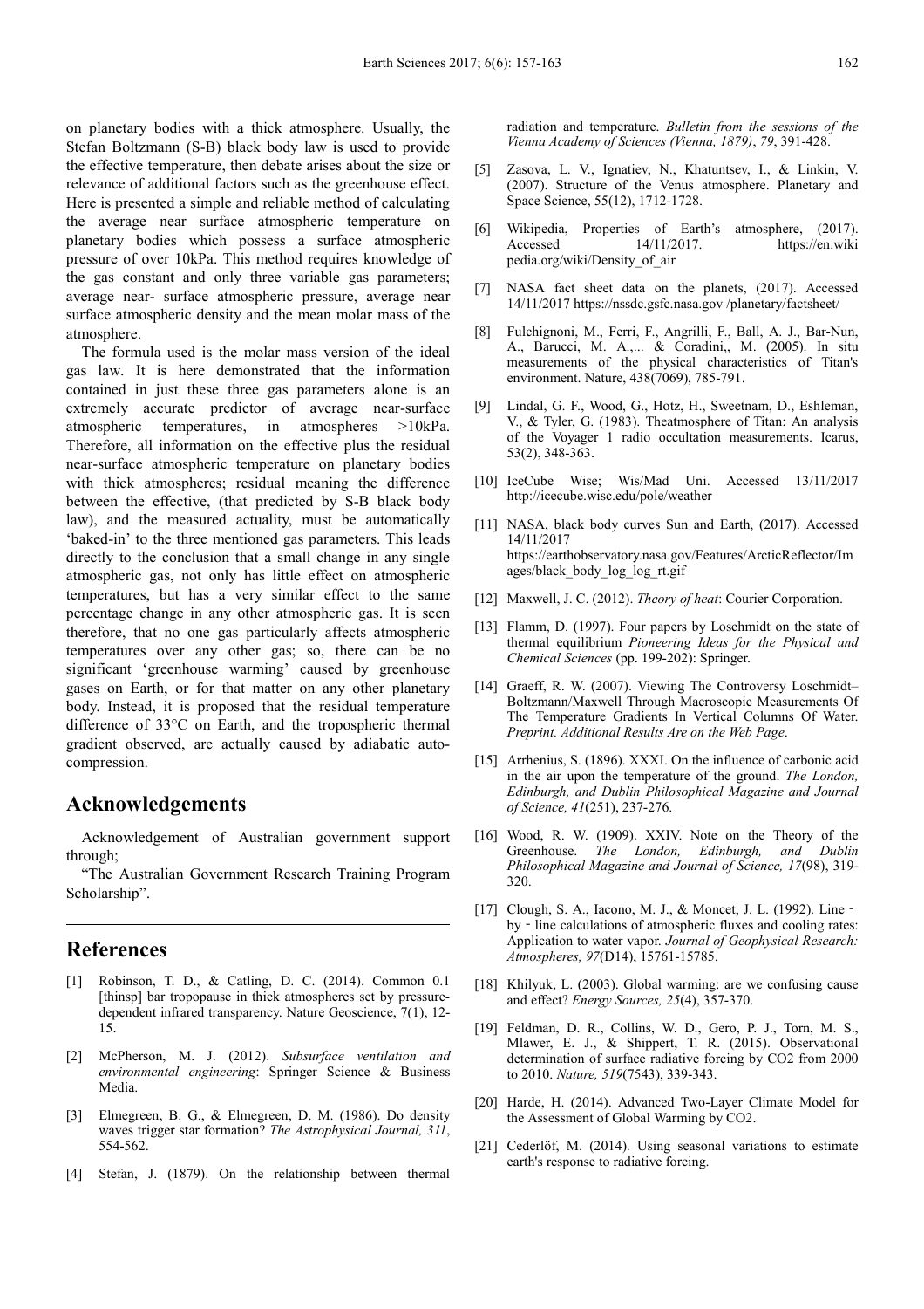on planetary bodies with a thick atmosphere. Usually, the Stefan Boltzmann (S-B) black body law is used to provide the effective temperature, then debate arises about the size or relevance of additional factors such as the greenhouse effect. Here is presented a simple and reliable method of calculating the average near surface atmospheric temperature on planetary bodies which possess a surface atmospheric pressure of over 10kPa. This method requires knowledge of the gas constant and only three variable gas parameters; average near- surface atmospheric pressure, average near surface atmospheric density and the mean molar mass of the atmosphere.

The formula used is the molar mass version of the ideal gas law. It is here demonstrated that the information contained in just these three gas parameters alone is an extremely accurate predictor of average near-surface atmospheric temperatures, in atmospheres >10kPa. Therefore, all information on the effective plus the residual near-surface atmospheric temperature on planetary bodies with thick atmospheres; residual meaning the difference between the effective, (that predicted by S-B black body law), and the measured actuality, must be automatically 'baked-in' to the three mentioned gas parameters. This leads directly to the conclusion that a small change in any single atmospheric gas, not only has little effect on atmospheric temperatures, but has a very similar effect to the same percentage change in any other atmospheric gas. It is seen therefore, that no one gas particularly affects atmospheric temperatures over any other gas; so, there can be no significant 'greenhouse warming' caused by greenhouse gases on Earth, or for that matter on any other planetary body. Instead, it is proposed that the residual temperature difference of 33°C on Earth, and the tropospheric thermal gradient observed, are actually caused by adiabatic auto-compression.

## Acknowledgements

Acknowledgement of Australian government support through;

"The Australian Government Research Training Program Scholarship".

## References

[1] Robinson, T. D., & Catling, D. C. (2014). Common 0.1 [thinsp] bar tropopause in thick atmospheres set by pressure-dependent infrared transparency. Nature Geoscience, 7(1), 12-15.

[2] McPherson, M. J. (2012). *Subsurface ventilation and environmental engineering*: Springer Science & Business Media.

[3] Elmegreen, B. G., & Elmegreen, D. M. (1986). Do density waves trigger star formation? *The Astrophysical Journal, 311*, 554-562.

[4] Stefan, J. (1879). On the relationship between thermal radiation and temperature. *Bulletin from the sessions of the Vienna Academy of Sciences (Vienna, 1879)*, *79*, 391-428.

[5] Zasova, L. V., Ignatiev, N., Khatuntsev, I., & Linkin, V. (2007). Structure of the Venus atmosphere. Planetary and Space Science, 55(12), 1712-1728.

[6] Wikipedia, Properties of Earth's atmosphere, (2017). Accessed 14/11/2017. https://en.wikipedia.org/wiki/Density_of_air

[7] NASA fact sheet data on the planets, (2017). Accessed 14/11/2017 https://nssdc.gsfc.nasa.gov /planetary/factsheet/

[8] Fulchignoni, M., Ferri, F., Angrilli, F., Ball, A. J., Bar-Nun, A., Barucci, M. A.,... & Coradini,, M. (2005). In situ measurements of the physical characteristics of Titan's environment. Nature, 438(7069), 785-791.

[9] Lindal, G. F., Wood, G., Hotz, H., Sweetnam, D., Eshleman, V., & Tyler, G. (1983). Theatmosphere of Titan: An analysis of the Voyager 1 radio occultation measurements. Icarus, 53(2), 348-363.

[10] IceCube Wise; Wis/Mad Uni. Accessed 13/11/2017 http://icecube.wisc.edu/pole/weather

[11] NASA, black body curves Sun and Earth, (2017). Accessed 14/11/2017 https://earthobservatory.nasa.gov/Features/ArcticReflector/Images/black_body_log_log_rt.gif

[12] Maxwell, J. C. (2012). *Theory of heat*: Courier Corporation.

[13] Flamm, D. (1997). Four papers by Loschmidt on the state of thermal equilibrium *Pioneering Ideas for the Physical and Chemical Sciences* (pp. 199-202): Springer.

[14] Graeff, R. W. (2007). Viewing The Controversy Loschmidt–Boltzmann/Maxwell Through Macroscopic Measurements Of The Temperature Gradients In Vertical Columns Of Water. *Preprint. Additional Results Are on the Web Page*.

[15] Arrhenius, S. (1896). XXXI. On the influence of carbonic acid in the air upon the temperature of the ground. *The London, Edinburgh, and Dublin Philosophical Magazine and Journal of Science, 41*(251), 237-276.

[16] Wood, R. W. (1909). XXIV. Note on the Theory of the Greenhouse. *The London, Edinburgh, and Dublin Philosophical Magazine and Journal of Science, 17*(98), 319-320.

[17] Clough, S. A., Iacono, M. J., & Moncet, J. L. (1992). Line‐by‐line calculations of atmospheric fluxes and cooling rates: Application to water vapor. *Journal of Geophysical Research: Atmospheres, 97*(D14), 15761-15785.

[18] Khilyuk, L. (2003). Global warming: are we confusing cause and effect? *Energy Sources, 25*(4), 357-370.

[19] Feldman, D. R., Collins, W. D., Gero, P. J., Torn, M. S., Mlawer, E. J., & Shippert, T. R. (2015). Observational determination of surface radiative forcing by CO2 from 2000 to 2010. *Nature, 519*(7543), 339-343.

[20] Harde, H. (2014). Advanced Two-Layer Climate Model for the Assessment of Global Warming by CO2.

[21] Cederlöf, M. (2014). Using seasonal variations to estimate earth's response to radiative forcing.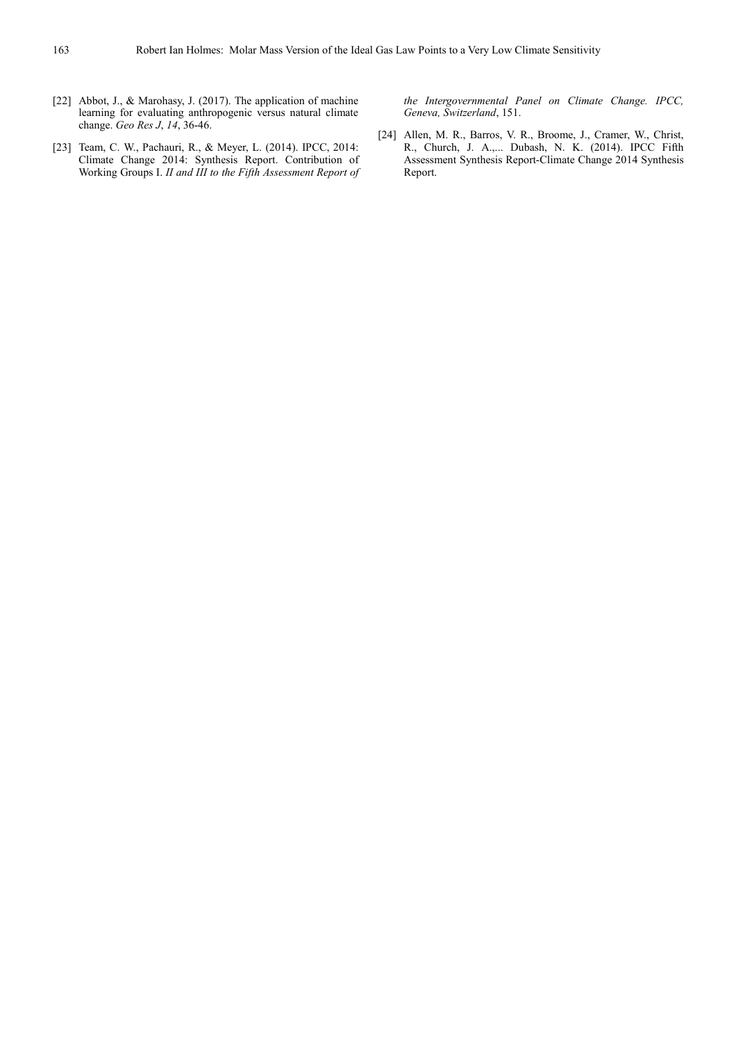[22] Abbot, J., & Marohasy, J. (2017). The application of machine learning for evaluating anthropogenic versus natural climate change. *Geo Res J*, *14*, 36-46.

[23] Team, C. W., Pachauri, R., & Meyer, L. (2014). IPCC, 2014: Climate Change 2014: Synthesis Report. Contribution of Working Groups I. *II and III to the Fifth Assessment Report of the Intergovernmental Panel on Climate Change. IPCC, Geneva, Switzerland*, 151.

[24] Allen, M. R., Barros, V. R., Broome, J., Cramer, W., Christ, R., Church, J. A.,... Dubash, N. K. (2014). IPCC Fifth Assessment Synthesis Report-Climate Change 2014 Synthesis Report.